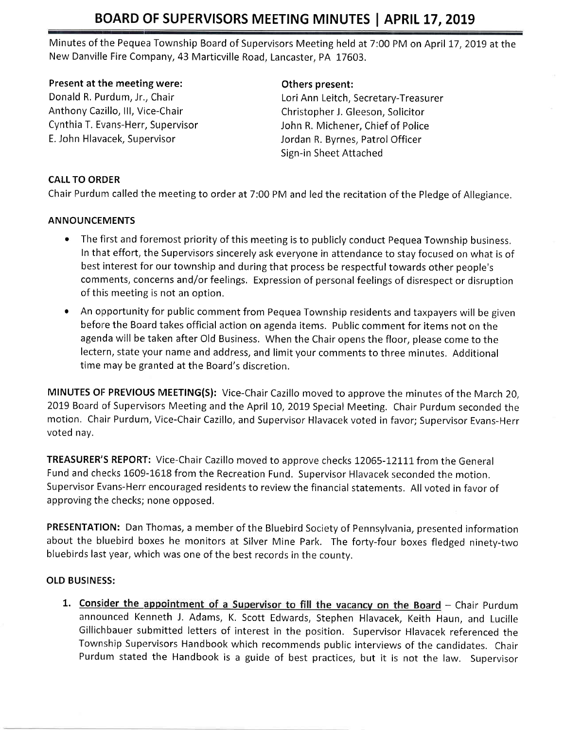# BOARD OF SUPERVISORS MEETING MINUTES | APRIL 17, 2019

Minutes of the Pequea Township Board of Supervisors Meeting held at 7:00 PM on April 17, 2019 at the New Danville Fire Company, 43 Marticville Road, Lancaster, PA 17603.

**Present at the meeting were:**
Donald R. Purdum, Jr., Chair
Anthony Cazillo, III, Vice-Chair
Cynthia T. Evans-Herr, Supervisor
E. John Hlavacek, Supervisor

**Others present:**
Lori Ann Leitch, Secretary-Treasurer
Christopher J. Gleeson, Solicitor
John R. Michener, Chief of Police
Jordan R. Byrnes, Patrol Officer
Sign-in Sheet Attached

**CALL TO ORDER**

Chair Purdum called the meeting to order at 7:00 PM and led the recitation of the Pledge of Allegiance.

**ANNOUNCEMENTS**

- The first and foremost priority of this meeting is to publicly conduct Pequea Township business. In that effort, the Supervisors sincerely ask everyone in attendance to stay focused on what is of best interest for our township and during that process be respectful towards other people's comments, concerns and/or feelings. Expression of personal feelings of disrespect or disruption of this meeting is not an option.
- An opportunity for public comment from Pequea Township residents and taxpayers will be given before the Board takes official action on agenda items. Public comment for items not on the agenda will be taken after Old Business. When the Chair opens the floor, please come to the lectern, state your name and address, and limit your comments to three minutes. Additional time may be granted at the Board's discretion.

**MINUTES OF PREVIOUS MEETING(S):** Vice-Chair Cazillo moved to approve the minutes of the March 20, 2019 Board of Supervisors Meeting and the April 10, 2019 Special Meeting. Chair Purdum seconded the motion. Chair Purdum, Vice-Chair Cazillo, and Supervisor Hlavacek voted in favor; Supervisor Evans-Herr voted nay.

**TREASURER'S REPORT:** Vice-Chair Cazillo moved to approve checks 12065-12111 from the General Fund and checks 1609-1618 from the Recreation Fund. Supervisor Hlavacek seconded the motion. Supervisor Evans-Herr encouraged residents to review the financial statements. All voted in favor of approving the checks; none opposed.

**PRESENTATION:** Dan Thomas, a member of the Bluebird Society of Pennsylvania, presented information about the bluebird boxes he monitors at Silver Mine Park. The forty-four boxes fledged ninety-two bluebirds last year, which was one of the best records in the county.

**OLD BUSINESS:**

1. **Consider the appointment of a Supervisor to fill the vacancy on the Board** – Chair Purdum announced Kenneth J. Adams, K. Scott Edwards, Stephen Hlavacek, Keith Haun, and Lucille Gillichbauer submitted letters of interest in the position. Supervisor Hlavacek referenced the Township Supervisors Handbook which recommends public interviews of the candidates. Chair Purdum stated the Handbook is a guide of best practices, but it is not the law. Supervisor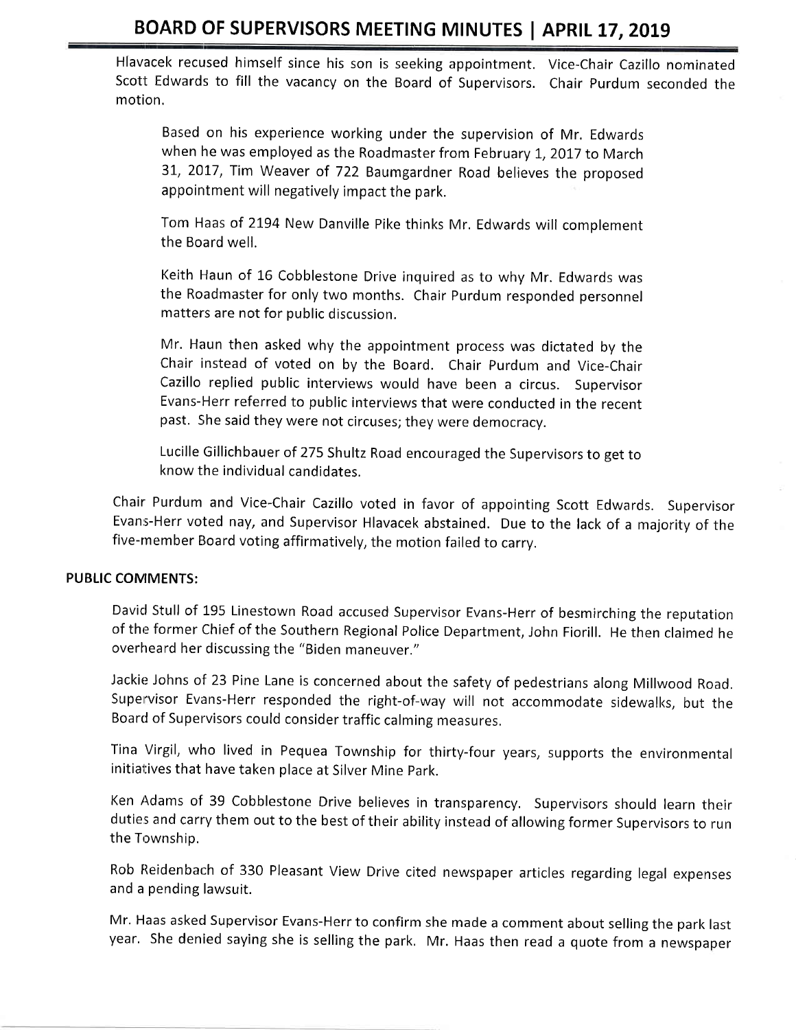Hlavacek recused himself since his son is seeking appointment. Vice-Chair Cazillo nominated Scott Edwards to fill the vacancy on the Board of Supervisors. Chair Purdum seconded the motion.

> Based on his experience working under the supervision of Mr. Edwards when he was employed as the Roadmaster from February 1, 2017 to March 31, 2017, Tim Weaver of 722 Baumgardner Road believes the proposed appointment will negatively impact the park.
>
> Tom Haas of 2194 New Danville Pike thinks Mr. Edwards will complement the Board well.
>
> Keith Haun of 16 Cobblestone Drive inquired as to why Mr. Edwards was the Roadmaster for only two months. Chair Purdum responded personnel matters are not for public discussion.
>
> Mr. Haun then asked why the appointment process was dictated by the Chair instead of voted on by the Board. Chair Purdum and Vice-Chair Cazillo replied public interviews would have been a circus. Supervisor Evans-Herr referred to public interviews that were conducted in the recent past. She said they were not circuses; they were democracy.
>
> Lucille Gillichbauer of 275 Shultz Road encouraged the Supervisors to get to know the individual candidates.

Chair Purdum and Vice-Chair Cazillo voted in favor of appointing Scott Edwards. Supervisor Evans-Herr voted nay, and Supervisor Hlavacek abstained. Due to the lack of a majority of the five-member Board voting affirmatively, the motion failed to carry.

**PUBLIC COMMENTS:**

David Stull of 195 Linestown Road accused Supervisor Evans-Herr of besmirching the reputation of the former Chief of the Southern Regional Police Department, John Fiorill. He then claimed he overheard her discussing the "Biden maneuver."

Jackie Johns of 23 Pine Lane is concerned about the safety of pedestrians along Millwood Road. Supervisor Evans-Herr responded the right-of-way will not accommodate sidewalks, but the Board of Supervisors could consider traffic calming measures.

Tina Virgil, who lived in Pequea Township for thirty-four years, supports the environmental initiatives that have taken place at Silver Mine Park.

Ken Adams of 39 Cobblestone Drive believes in transparency. Supervisors should learn their duties and carry them out to the best of their ability instead of allowing former Supervisors to run the Township.

Rob Reidenbach of 330 Pleasant View Drive cited newspaper articles regarding legal expenses and a pending lawsuit.

Mr. Haas asked Supervisor Evans-Herr to confirm she made a comment about selling the park last year. She denied saying she is selling the park. Mr. Haas then read a quote from a newspaper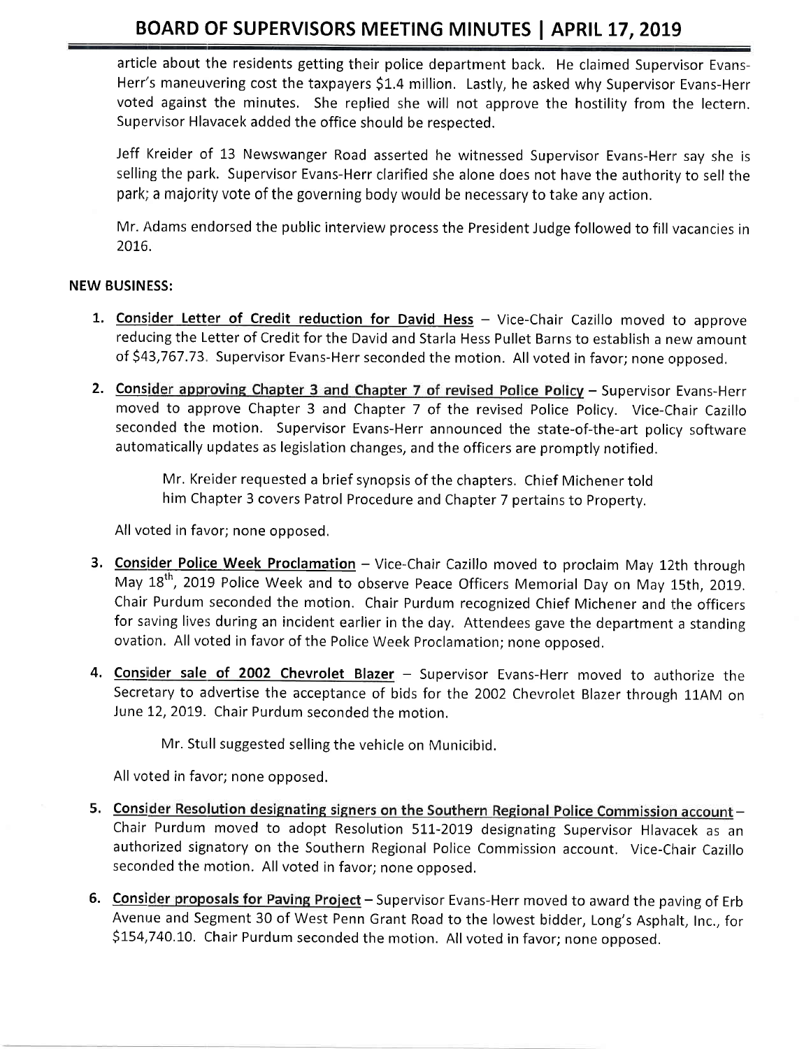article about the residents getting their police department back. He claimed Supervisor Evans-Herr's maneuvering cost the taxpayers $1.4 million. Lastly, he asked why Supervisor Evans-Herr voted against the minutes. She replied she will not approve the hostility from the lectern. Supervisor Hlavacek added the office should be respected.

Jeff Kreider of 13 Newswanger Road asserted he witnessed Supervisor Evans-Herr say she is selling the park. Supervisor Evans-Herr clarified she alone does not have the authority to sell the park; a majority vote of the governing body would be necessary to take any action.

Mr. Adams endorsed the public interview process the President Judge followed to fill vacancies in 2016.

**NEW BUSINESS:**

1. **Consider Letter of Credit reduction for David Hess** – Vice-Chair Cazillo moved to approve reducing the Letter of Credit for the David and Starla Hess Pullet Barns to establish a new amount of $43,767.73. Supervisor Evans-Herr seconded the motion. All voted in favor; none opposed.

2. **Consider approving Chapter 3 and Chapter 7 of revised Police Policy** – Supervisor Evans-Herr moved to approve Chapter 3 and Chapter 7 of the revised Police Policy. Vice-Chair Cazillo seconded the motion. Supervisor Evans-Herr announced the state-of-the-art policy software automatically updates as legislation changes, and the officers are promptly notified.

   Mr. Kreider requested a brief synopsis of the chapters. Chief Michener told him Chapter 3 covers Patrol Procedure and Chapter 7 pertains to Property.

   All voted in favor; none opposed.

3. **Consider Police Week Proclamation** – Vice-Chair Cazillo moved to proclaim May 12th through May 18th, 2019 Police Week and to observe Peace Officers Memorial Day on May 15th, 2019. Chair Purdum seconded the motion. Chair Purdum recognized Chief Michener and the officers for saving lives during an incident earlier in the day. Attendees gave the department a standing ovation. All voted in favor of the Police Week Proclamation; none opposed.

4. **Consider sale of 2002 Chevrolet Blazer** – Supervisor Evans-Herr moved to authorize the Secretary to advertise the acceptance of bids for the 2002 Chevrolet Blazer through 11AM on June 12, 2019. Chair Purdum seconded the motion.

   Mr. Stull suggested selling the vehicle on Municibid.

   All voted in favor; none opposed.

5. **Consider Resolution designating signers on the Southern Regional Police Commission account** – Chair Purdum moved to adopt Resolution 511-2019 designating Supervisor Hlavacek as an authorized signatory on the Southern Regional Police Commission account. Vice-Chair Cazillo seconded the motion. All voted in favor; none opposed.

6. **Consider proposals for Paving Project** – Supervisor Evans-Herr moved to award the paving of Erb Avenue and Segment 30 of West Penn Grant Road to the lowest bidder, Long's Asphalt, Inc., for $154,740.10. Chair Purdum seconded the motion. All voted in favor; none opposed.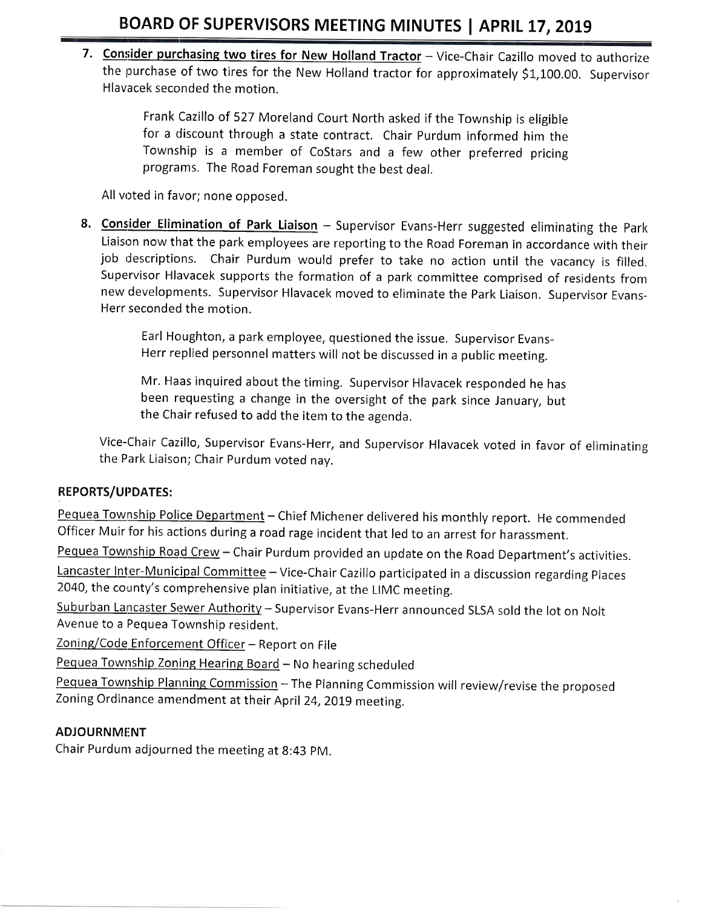7. **Consider purchasing two tires for New Holland Tractor** – Vice-Chair Cazillo moved to authorize the purchase of two tires for the New Holland tractor for approximately $1,100.00. Supervisor Hlavacek seconded the motion.

    Frank Cazillo of 527 Moreland Court North asked if the Township is eligible for a discount through a state contract. Chair Purdum informed him the Township is a member of CoStars and a few other preferred pricing programs. The Road Foreman sought the best deal.

    All voted in favor; none opposed.

8. **Consider Elimination of Park Liaison** – Supervisor Evans-Herr suggested eliminating the Park Liaison now that the park employees are reporting to the Road Foreman in accordance with their job descriptions. Chair Purdum would prefer to take no action until the vacancy is filled. Supervisor Hlavacek supports the formation of a park committee comprised of residents from new developments. Supervisor Hlavacek moved to eliminate the Park Liaison. Supervisor Evans-Herr seconded the motion.

    Earl Houghton, a park employee, questioned the issue. Supervisor Evans-Herr replied personnel matters will not be discussed in a public meeting.

    Mr. Haas inquired about the timing. Supervisor Hlavacek responded he has been requesting a change in the oversight of the park since January, but the Chair refused to add the item to the agenda.

    Vice-Chair Cazillo, Supervisor Evans-Herr, and Supervisor Hlavacek voted in favor of eliminating the Park Liaison; Chair Purdum voted nay.

**REPORTS/UPDATES:**

Pequea Township Police Department – Chief Michener delivered his monthly report. He commended Officer Muir for his actions during a road rage incident that led to an arrest for harassment.

Pequea Township Road Crew – Chair Purdum provided an update on the Road Department's activities.

Lancaster Inter-Municipal Committee – Vice-Chair Cazillo participated in a discussion regarding Places 2040, the county's comprehensive plan initiative, at the LIMC meeting.

Suburban Lancaster Sewer Authority – Supervisor Evans-Herr announced SLSA sold the lot on Nolt Avenue to a Pequea Township resident.

Zoning/Code Enforcement Officer – Report on File

Pequea Township Zoning Hearing Board – No hearing scheduled

Pequea Township Planning Commission – The Planning Commission will review/revise the proposed Zoning Ordinance amendment at their April 24, 2019 meeting.

**ADJOURNMENT**

Chair Purdum adjourned the meeting at 8:43 PM.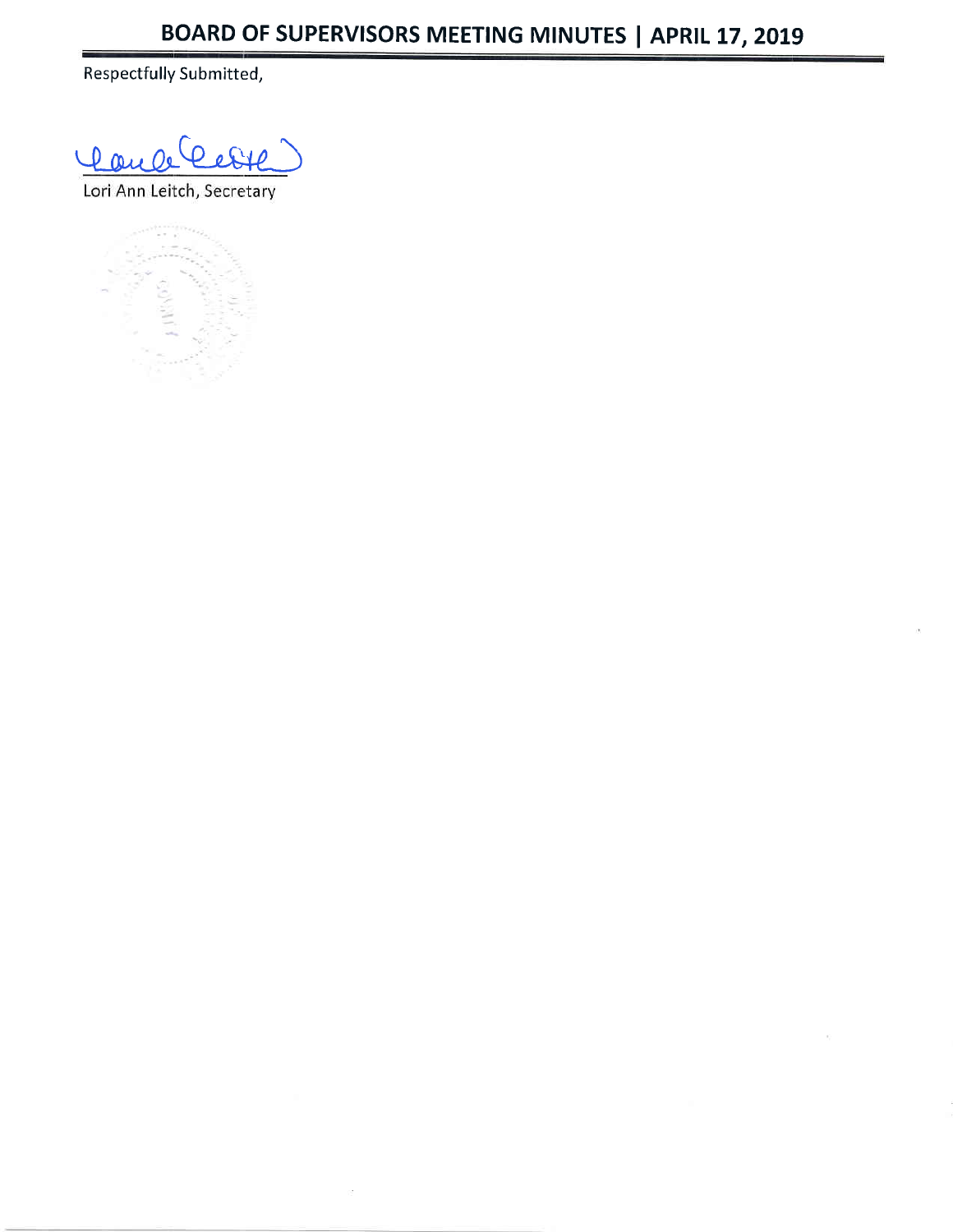Respectfully Submitted,

Lori Ann Leitch, Secretary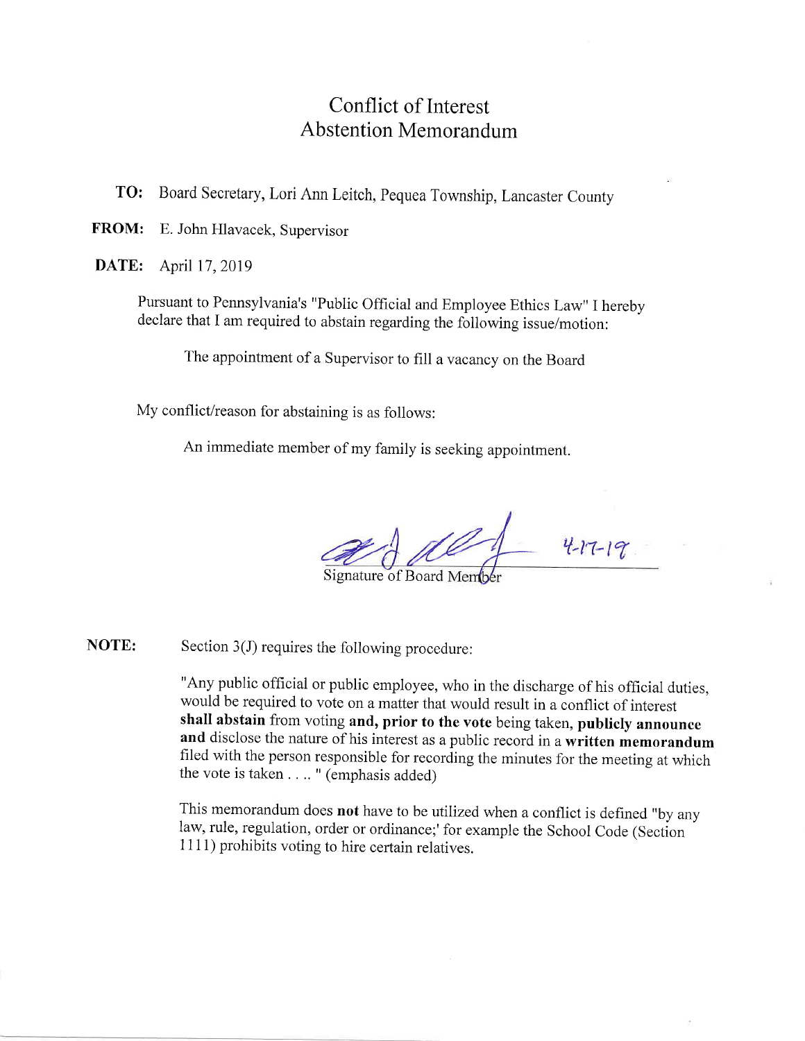# Conflict of Interest
# Abstention Memorandum

**TO:** Board Secretary, Lori Ann Leitch, Pequea Township, Lancaster County

**FROM:** E. John Hlavacek, Supervisor

**DATE:** April 17, 2019

Pursuant to Pennsylvania's "Public Official and Employee Ethics Law" I hereby declare that I am required to abstain regarding the following issue/motion:

The appointment of a Supervisor to fill a vacancy on the Board

My conflict/reason for abstaining is as follows:

An immediate member of my family is seeking appointment.

4-17-19

Signature of Board Member

**NOTE:** Section 3(J) requires the following procedure:

"Any public official or public employee, who in the discharge of his official duties, would be required to vote on a matter that would result in a conflict of interest **shall abstain** from voting **and, prior to the vote** being taken, **publicly announce and** disclose the nature of his interest as a public record in a **written memorandum** filed with the person responsible for recording the minutes for the meeting at which the vote is taken . . .. " (emphasis added)

This memorandum does **not** have to be utilized when a conflict is defined "by any law, rule, regulation, order or ordinance;' for example the School Code (Section 1111) prohibits voting to hire certain relatives.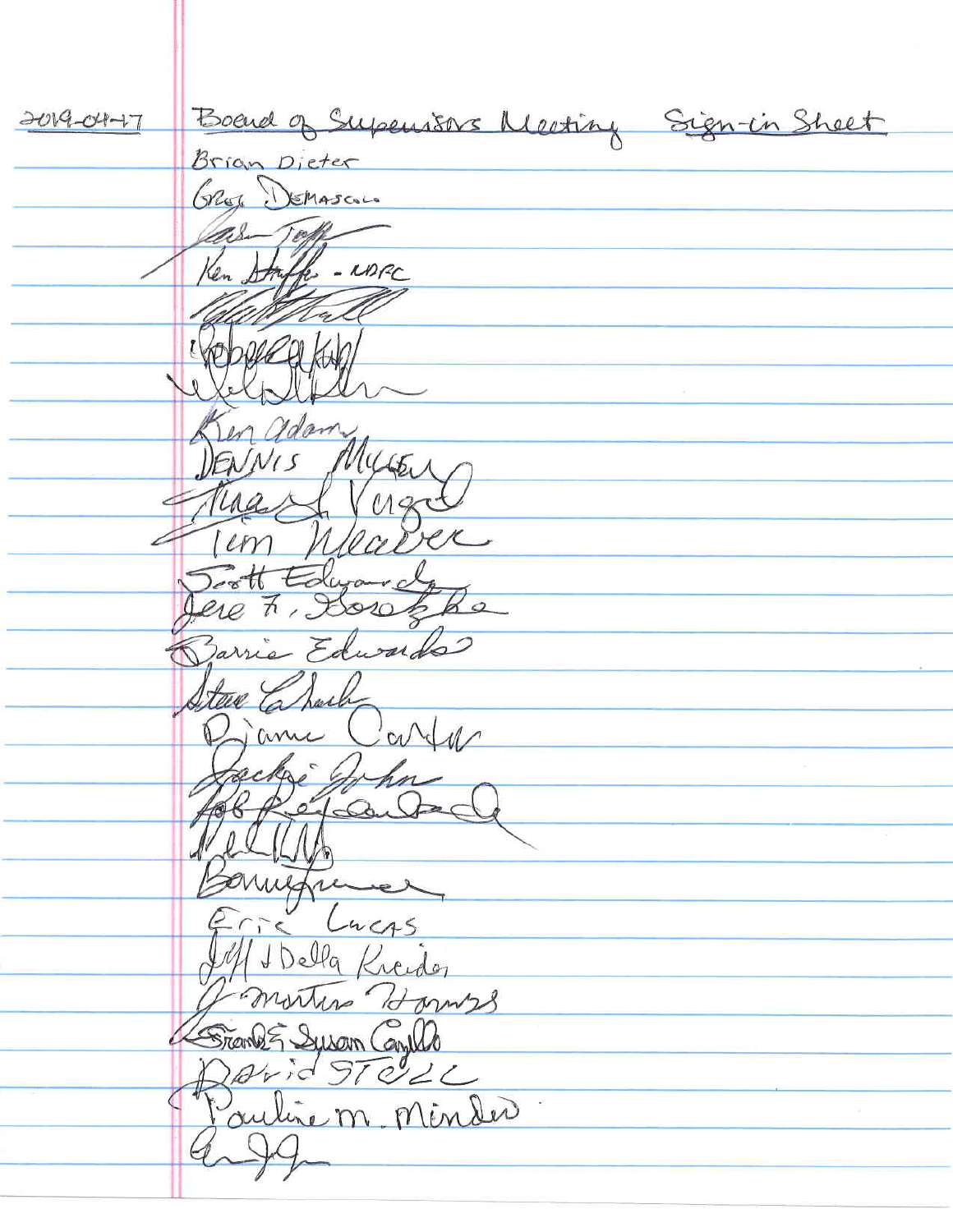2019-04-17 Board of Supervisors Meeting Sign-in Sheet

Brian Dieter
Greg DeMascolo
Jason Toff
Ken Stuffe - NDFC
[illegible signature]
Rebecca Kuhl
[illegible signature]
Ken Adams
DENNIS MILLER
Tina L. Vogel
Tim Weaver
Scott Edwards
Jere F. Dorotzka
Barrie Edwards
Steve Cahill
Diane Carter
Jackie John
[illegible signature]
[illegible signature]
Bonnie Frame
Eric Lucas
Jeff & Della Kreider
J. Martin Harris
Frank & Susan Cangelo
David Stoll
Pauline M. Minder
[illegible signature]